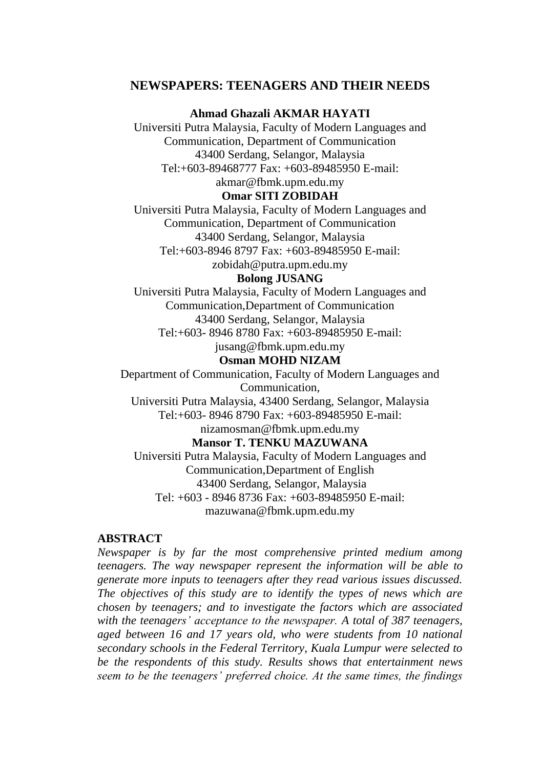# NEWSPAPERS: TEENAGERS AND THEIR NEEDS

**Ahmad Ghazali AKMAR HAYATI**

Universiti Putra Malaysia, Faculty of Modern Languages and Communication, Department of Communication
43400 Serdang, Selangor, Malaysia
Tel:+603-89468777 Fax: +603-89485950 E-mail: akmar@fbmk.upm.edu.my

**Omar SITI ZOBIDAH**

Universiti Putra Malaysia, Faculty of Modern Languages and Communication, Department of Communication
43400 Serdang, Selangor, Malaysia
Tel:+603-8946 8797 Fax: +603-89485950 E-mail: zobidah@putra.upm.edu.my

**Bolong JUSANG**

Universiti Putra Malaysia, Faculty of Modern Languages and Communication,Department of Communication
43400 Serdang, Selangor, Malaysia
Tel:+603- 8946 8780 Fax: +603-89485950 E-mail: jusang@fbmk.upm.edu.my

**Osman MOHD NIZAM**

Department of Communication, Faculty of Modern Languages and Communication,
Universiti Putra Malaysia, 43400 Serdang, Selangor, Malaysia
Tel:+603- 8946 8790 Fax: +603-89485950 E-mail: nizamosman@fbmk.upm.edu.my

**Mansor T. TENKU MAZUWANA**

Universiti Putra Malaysia, Faculty of Modern Languages and Communication,Department of English
43400 Serdang, Selangor, Malaysia
Tel: +603 - 8946 8736 Fax: +603-89485950 E-mail: mazuwana@fbmk.upm.edu.my

## ABSTRACT

*Newspaper is by far the most comprehensive printed medium among teenagers. The way newspaper represent the information will be able to generate more inputs to teenagers after they read various issues discussed. The objectives of this study are to identify the types of news which are chosen by teenagers; and to investigate the factors which are associated with the teenagers' acceptance to the newspaper. A total of 387 teenagers, aged between 16 and 17 years old, who were students from 10 national secondary schools in the Federal Territory, Kuala Lumpur were selected to be the respondents of this study. Results shows that entertainment news seem to be the teenagers' preferred choice. At the same times, the findings*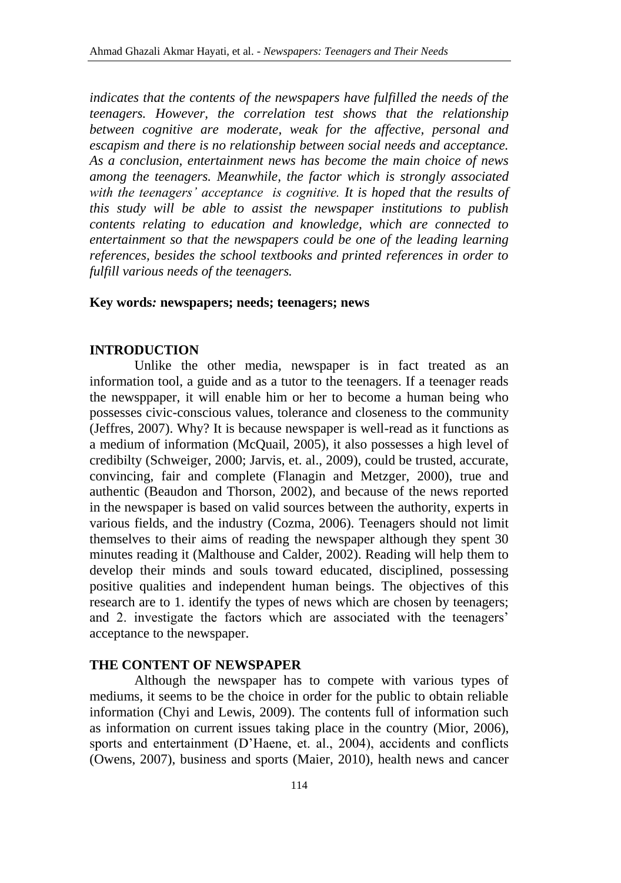*indicates that the contents of the newspapers have fulfilled the needs of the teenagers. However, the correlation test shows that the relationship between cognitive are moderate, weak for the affective, personal and escapism and there is no relationship between social needs and acceptance. As a conclusion, entertainment news has become the main choice of news among the teenagers. Meanwhile, the factor which is strongly associated with the teenagers' acceptance is cognitive. It is hoped that the results of this study will be able to assist the newspaper institutions to publish contents relating to education and knowledge, which are connected to entertainment so that the newspapers could be one of the leading learning references, besides the school textbooks and printed references in order to fulfill various needs of the teenagers.*

**Key words: newspapers; needs; teenagers; news**

## INTRODUCTION

Unlike the other media, newspaper is in fact treated as an information tool, a guide and as a tutor to the teenagers. If a teenager reads the newsppaper, it will enable him or her to become a human being who possesses civic-conscious values, tolerance and closeness to the community (Jeffres, 2007). Why? It is because newspaper is well-read as it functions as a medium of information (McQuail, 2005), it also possesses a high level of credibilty (Schweiger, 2000; Jarvis, et. al., 2009), could be trusted, accurate, convincing, fair and complete (Flanagin and Metzger, 2000), true and authentic (Beaudon and Thorson, 2002), and because of the news reported in the newspaper is based on valid sources between the authority, experts in various fields, and the industry (Cozma, 2006). Teenagers should not limit themselves to their aims of reading the newspaper although they spent 30 minutes reading it (Malthouse and Calder, 2002). Reading will help them to develop their minds and souls toward educated, disciplined, possessing positive qualities and independent human beings. The objectives of this research are to 1. identify the types of news which are chosen by teenagers; and 2. investigate the factors which are associated with the teenagers' acceptance to the newspaper.

## THE CONTENT OF NEWSPAPER

Although the newspaper has to compete with various types of mediums, it seems to be the choice in order for the public to obtain reliable information (Chyi and Lewis, 2009). The contents full of information such as information on current issues taking place in the country (Mior, 2006), sports and entertainment (D'Haene, et. al., 2004), accidents and conflicts (Owens, 2007), business and sports (Maier, 2010), health news and cancer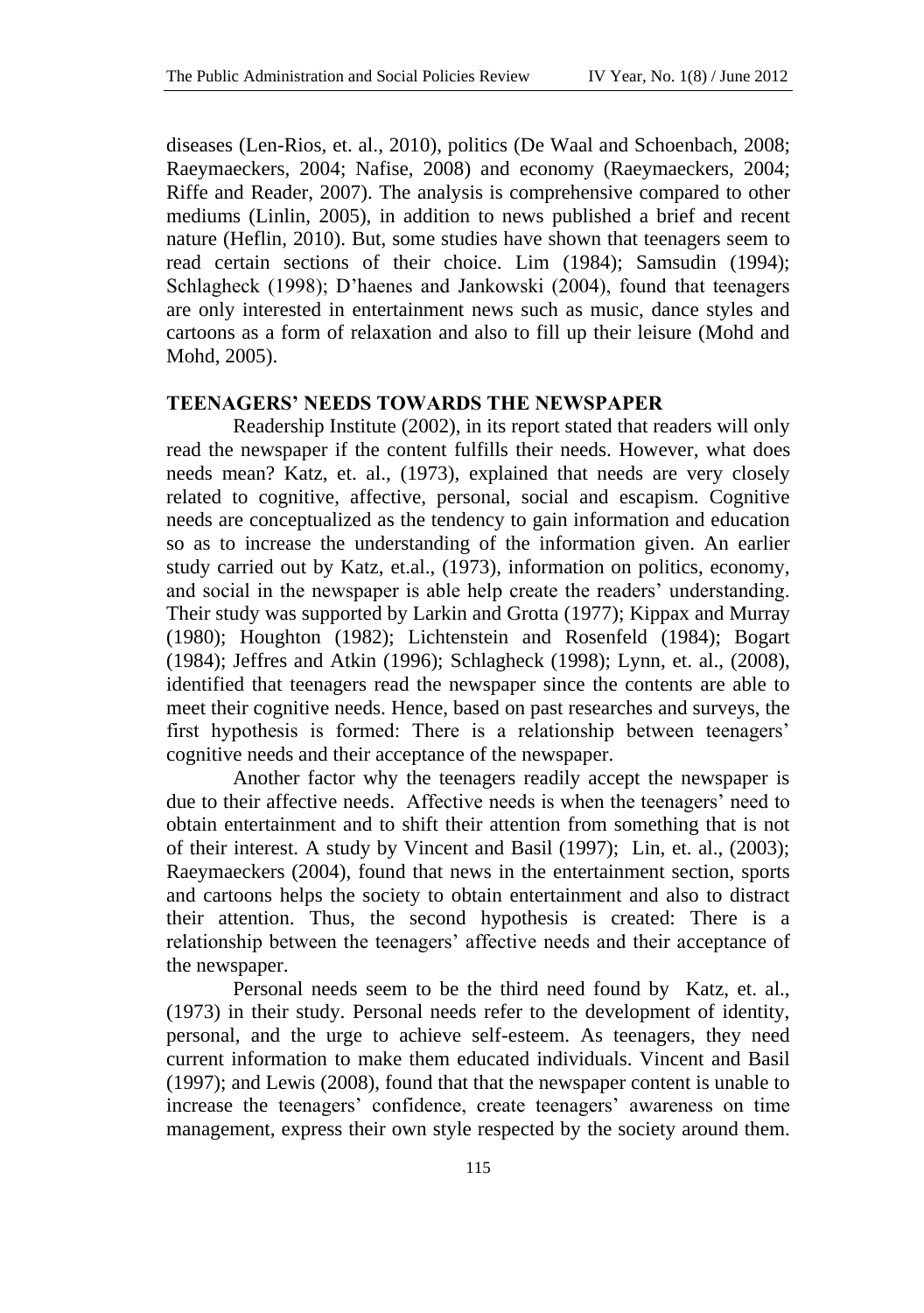diseases (Len-Rios, et. al., 2010), politics (De Waal and Schoenbach, 2008; Raeymaeckers, 2004; Nafise, 2008) and economy (Raeymaeckers, 2004; Riffe and Reader, 2007). The analysis is comprehensive compared to other mediums (Linlin, 2005), in addition to news published a brief and recent nature (Heflin, 2010). But, some studies have shown that teenagers seem to read certain sections of their choice. Lim (1984); Samsudin (1994); Schlagheck (1998); D'haenes and Jankowski (2004), found that teenagers are only interested in entertainment news such as music, dance styles and cartoons as a form of relaxation and also to fill up their leisure (Mohd and Mohd, 2005).

## TEENAGERS' NEEDS TOWARDS THE NEWSPAPER

Readership Institute (2002), in its report stated that readers will only read the newspaper if the content fulfills their needs. However, what does needs mean? Katz, et. al., (1973), explained that needs are very closely related to cognitive, affective, personal, social and escapism. Cognitive needs are conceptualized as the tendency to gain information and education so as to increase the understanding of the information given. An earlier study carried out by Katz, et.al., (1973), information on politics, economy, and social in the newspaper is able help create the readers' understanding. Their study was supported by Larkin and Grotta (1977); Kippax and Murray (1980); Houghton (1982); Lichtenstein and Rosenfeld (1984); Bogart (1984); Jeffres and Atkin (1996); Schlagheck (1998); Lynn, et. al., (2008), identified that teenagers read the newspaper since the contents are able to meet their cognitive needs. Hence, based on past researches and surveys, the first hypothesis is formed: There is a relationship between teenagers' cognitive needs and their acceptance of the newspaper.

Another factor why the teenagers readily accept the newspaper is due to their affective needs. Affective needs is when the teenagers' need to obtain entertainment and to shift their attention from something that is not of their interest. A study by Vincent and Basil (1997); Lin, et. al., (2003); Raeymaeckers (2004), found that news in the entertainment section, sports and cartoons helps the society to obtain entertainment and also to distract their attention. Thus, the second hypothesis is created: There is a relationship between the teenagers' affective needs and their acceptance of the newspaper.

Personal needs seem to be the third need found by Katz, et. al., (1973) in their study. Personal needs refer to the development of identity, personal, and the urge to achieve self-esteem. As teenagers, they need current information to make them educated individuals. Vincent and Basil (1997); and Lewis (2008), found that that the newspaper content is unable to increase the teenagers' confidence, create teenagers' awareness on time management, express their own style respected by the society around them.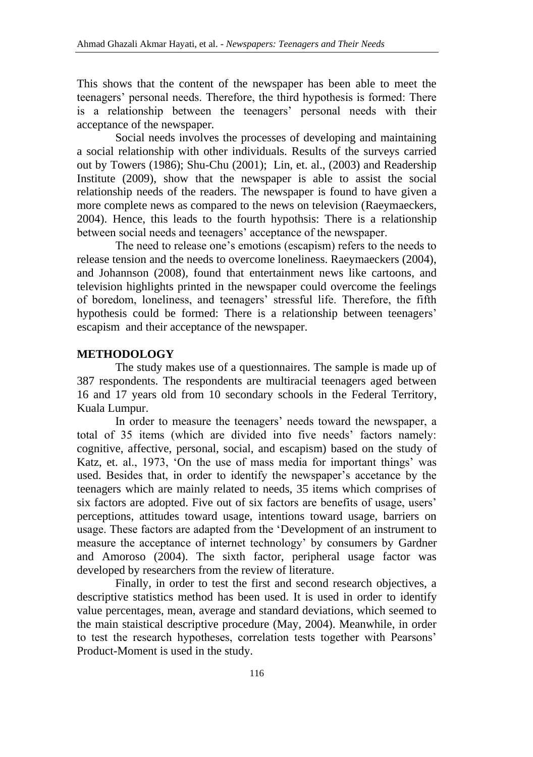This shows that the content of the newspaper has been able to meet the teenagers' personal needs. Therefore, the third hypothesis is formed: There is a relationship between the teenagers' personal needs with their acceptance of the newspaper.

Social needs involves the processes of developing and maintaining a social relationship with other individuals. Results of the surveys carried out by Towers (1986); Shu-Chu (2001); Lin, et. al., (2003) and Readership Institute (2009), show that the newspaper is able to assist the social relationship needs of the readers. The newspaper is found to have given a more complete news as compared to the news on television (Raeymaeckers, 2004). Hence, this leads to the fourth hypothsis: There is a relationship between social needs and teenagers' acceptance of the newspaper.

The need to release one's emotions (escapism) refers to the needs to release tension and the needs to overcome loneliness. Raeymaeckers (2004), and Johannson (2008), found that entertainment news like cartoons, and television highlights printed in the newspaper could overcome the feelings of boredom, loneliness, and teenagers' stressful life. Therefore, the fifth hypothesis could be formed: There is a relationship between teenagers' escapism and their acceptance of the newspaper.

## METHODOLOGY

The study makes use of a questionnaires. The sample is made up of 387 respondents. The respondents are multiracial teenagers aged between 16 and 17 years old from 10 secondary schools in the Federal Territory, Kuala Lumpur.

In order to measure the teenagers' needs toward the newspaper, a total of 35 items (which are divided into five needs' factors namely: cognitive, affective, personal, social, and escapism) based on the study of Katz, et. al., 1973, 'On the use of mass media for important things' was used. Besides that, in order to identify the newspaper's accetance by the teenagers which are mainly related to needs, 35 items which comprises of six factors are adopted. Five out of six factors are benefits of usage, users' perceptions, attitudes toward usage, intentions toward usage, barriers on usage. These factors are adapted from the 'Development of an instrument to measure the acceptance of internet technology' by consumers by Gardner and Amoroso (2004). The sixth factor, peripheral usage factor was developed by researchers from the review of literature.

Finally, in order to test the first and second research objectives, a descriptive statistics method has been used. It is used in order to identify value percentages, mean, average and standard deviations, which seemed to the main staistical descriptive procedure (May, 2004). Meanwhile, in order to test the research hypotheses, correlation tests together with Pearsons' Product-Moment is used in the study.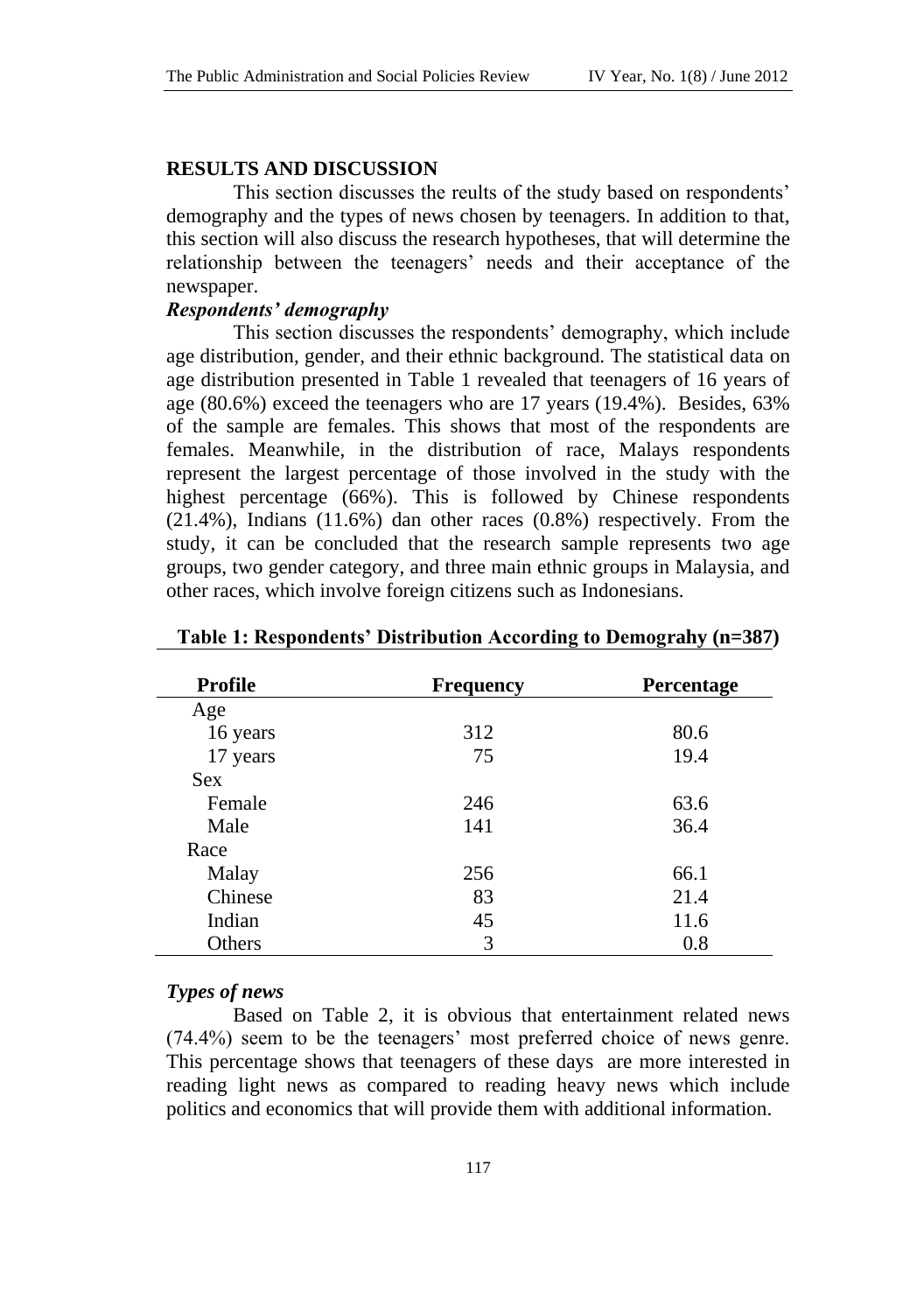## RESULTS AND DISCUSSION

This section discusses the reults of the study based on respondents' demography and the types of news chosen by teenagers. In addition to that, this section will also discuss the research hypotheses, that will determine the relationship between the teenagers' needs and their acceptance of the newspaper.

### *Respondents' demography*

This section discusses the respondents' demography, which include age distribution, gender, and their ethnic background. The statistical data on age distribution presented in Table 1 revealed that teenagers of 16 years of age (80.6%) exceed the teenagers who are 17 years (19.4%). Besides, 63% of the sample are females. This shows that most of the respondents are females. Meanwhile, in the distribution of race, Malays respondents represent the largest percentage of those involved in the study with the highest percentage (66%). This is followed by Chinese respondents (21.4%), Indians (11.6%) dan other races (0.8%) respectively. From the study, it can be concluded that the research sample represents two age groups, two gender category, and three main ethnic groups in Malaysia, and other races, which involve foreign citizens such as Indonesians.

**Table 1: Respondents' Distribution According to Demograhy (n=387)**

| Profile | Frequency | Percentage |
|---|---|---|
| Age | | |
| 16 years | 312 | 80.6 |
| 17 years | 75 | 19.4 |
| Sex | | |
| Female | 246 | 63.6 |
| Male | 141 | 36.4 |
| Race | | |
| Malay | 256 | 66.1 |
| Chinese | 83 | 21.4 |
| Indian | 45 | 11.6 |
| Others | 3 | 0.8 |

### *Types of news*

Based on Table 2, it is obvious that entertainment related news (74.4%) seem to be the teenagers' most preferred choice of news genre. This percentage shows that teenagers of these days are more interested in reading light news as compared to reading heavy news which include politics and economics that will provide them with additional information.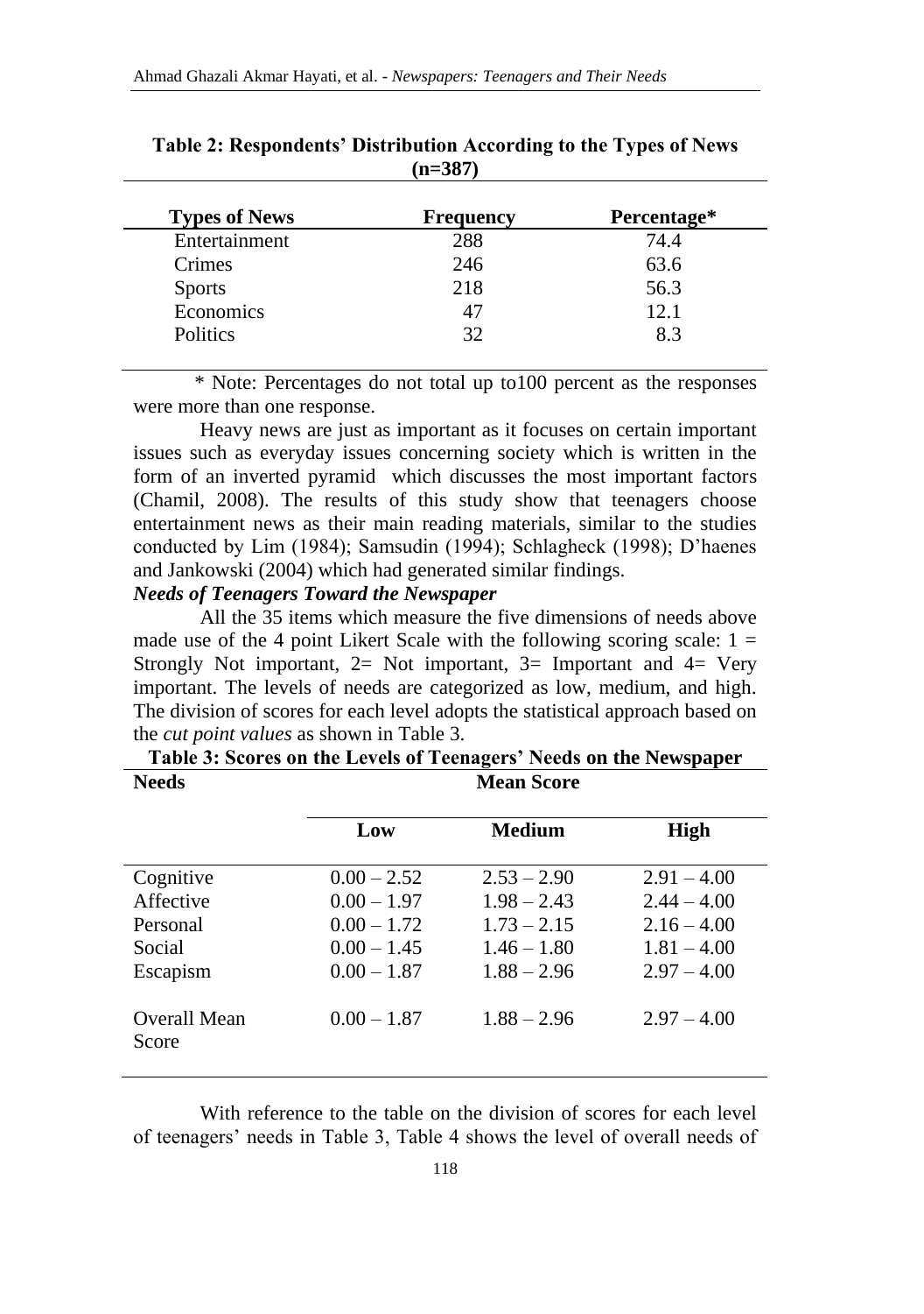**Table 2: Respondents' Distribution According to the Types of News (n=387)**

| Types of News | Frequency | Percentage* |
|---|---|---|
| Entertainment | 288 | 74.4 |
| Crimes | 246 | 63.6 |
| Sports | 218 | 56.3 |
| Economics | 47 | 12.1 |
| Politics | 32 | 8.3 |

\* Note: Percentages do not total up to100 percent as the responses were more than one response.

Heavy news are just as important as it focuses on certain important issues such as everyday issues concerning society which is written in the form of an inverted pyramid which discusses the most important factors (Chamil, 2008). The results of this study show that teenagers choose entertainment news as their main reading materials, similar to the studies conducted by Lim (1984); Samsudin (1994); Schlagheck (1998); D'haenes and Jankowski (2004) which had generated similar findings.

***Needs of Teenagers Toward the Newspaper***

All the 35 items which measure the five dimensions of needs above made use of the 4 point Likert Scale with the following scoring scale: 1 = Strongly Not important, 2= Not important, 3= Important and 4= Very important. The levels of needs are categorized as low, medium, and high. The division of scores for each level adopts the statistical approach based on the *cut point values* as shown in Table 3.

**Table 3: Scores on the Levels of Teenagers' Needs on the Newspaper**

| Needs | Mean Score | | |
|---|---|---|---|
| | **Low** | **Medium** | **High** |
| Cognitive | 0.00 – 2.52 | 2.53 – 2.90 | 2.91 – 4.00 |
| Affective | 0.00 – 1.97 | 1.98 – 2.43 | 2.44 – 4.00 |
| Personal | 0.00 – 1.72 | 1.73 – 2.15 | 2.16 – 4.00 |
| Social | 0.00 – 1.45 | 1.46 – 1.80 | 1.81 – 4.00 |
| Escapism | 0.00 – 1.87 | 1.88 – 2.96 | 2.97 – 4.00 |
| Overall Mean Score | 0.00 – 1.87 | 1.88 – 2.96 | 2.97 – 4.00 |

With reference to the table on the division of scores for each level of teenagers' needs in Table 3, Table 4 shows the level of overall needs of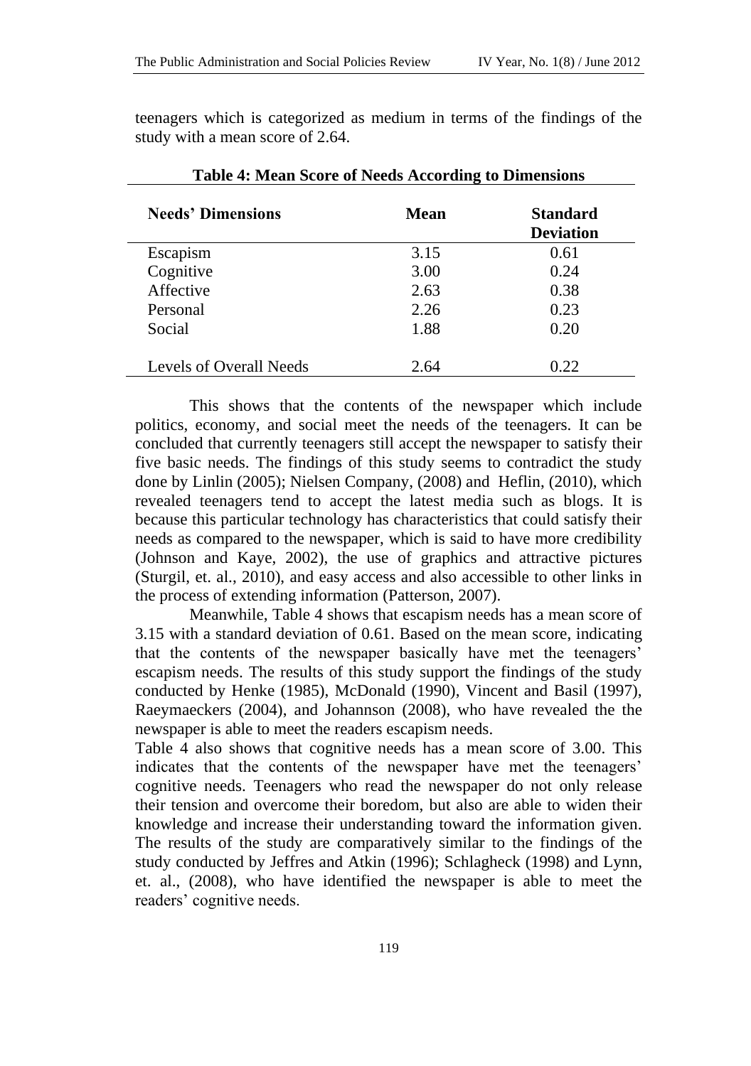teenagers which is categorized as medium in terms of the findings of the study with a mean score of 2.64.

**Table 4: Mean Score of Needs According to Dimensions**

| Needs' Dimensions | Mean | Standard Deviation |
|---|---|---|
| Escapism | 3.15 | 0.61 |
| Cognitive | 3.00 | 0.24 |
| Affective | 2.63 | 0.38 |
| Personal | 2.26 | 0.23 |
| Social | 1.88 | 0.20 |
| Levels of Overall Needs | 2.64 | 0.22 |

This shows that the contents of the newspaper which include politics, economy, and social meet the needs of the teenagers. It can be concluded that currently teenagers still accept the newspaper to satisfy their five basic needs. The findings of this study seems to contradict the study done by Linlin (2005); Nielsen Company, (2008) and Heflin, (2010), which revealed teenagers tend to accept the latest media such as blogs. It is because this particular technology has characteristics that could satisfy their needs as compared to the newspaper, which is said to have more credibility (Johnson and Kaye, 2002), the use of graphics and attractive pictures (Sturgil, et. al., 2010), and easy access and also accessible to other links in the process of extending information (Patterson, 2007).

Meanwhile, Table 4 shows that escapism needs has a mean score of 3.15 with a standard deviation of 0.61. Based on the mean score, indicating that the contents of the newspaper basically have met the teenagers' escapism needs. The results of this study support the findings of the study conducted by Henke (1985), McDonald (1990), Vincent and Basil (1997), Raeymaeckers (2004), and Johannson (2008), who have revealed the the newspaper is able to meet the readers escapism needs.

Table 4 also shows that cognitive needs has a mean score of 3.00. This indicates that the contents of the newspaper have met the teenagers' cognitive needs. Teenagers who read the newspaper do not only release their tension and overcome their boredom, but also are able to widen their knowledge and increase their understanding toward the information given. The results of the study are comparatively similar to the findings of the study conducted by Jeffres and Atkin (1996); Schlagheck (1998) and Lynn, et. al., (2008), who have identified the newspaper is able to meet the readers' cognitive needs.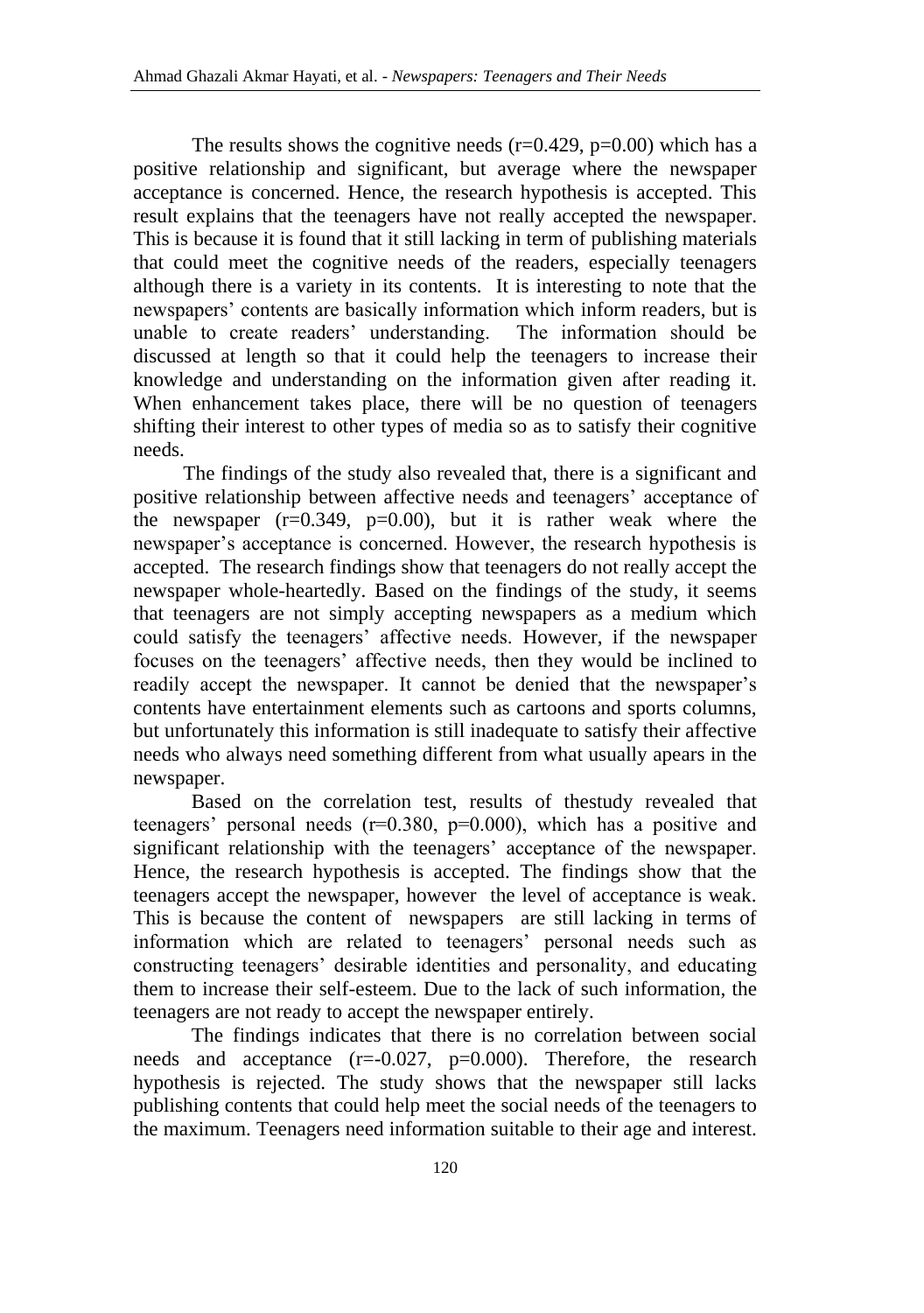The results shows the cognitive needs ($r=0.429$, $p=0.00$) which has a positive relationship and significant, but average where the newspaper acceptance is concerned. Hence, the research hypothesis is accepted. This result explains that the teenagers have not really accepted the newspaper. This is because it is found that it still lacking in term of publishing materials that could meet the cognitive needs of the readers, especially teenagers although there is a variety in its contents. It is interesting to note that the newspapers' contents are basically information which inform readers, but is unable to create readers' understanding. The information should be discussed at length so that it could help the teenagers to increase their knowledge and understanding on the information given after reading it. When enhancement takes place, there will be no question of teenagers shifting their interest to other types of media so as to satisfy their cognitive needs.

The findings of the study also revealed that, there is a significant and positive relationship between affective needs and teenagers' acceptance of the newspaper ($r=0.349$, $p=0.00$), but it is rather weak where the newspaper's acceptance is concerned. However, the research hypothesis is accepted. The research findings show that teenagers do not really accept the newspaper whole-heartedly. Based on the findings of the study, it seems that teenagers are not simply accepting newspapers as a medium which could satisfy the teenagers' affective needs. However, if the newspaper focuses on the teenagers' affective needs, then they would be inclined to readily accept the newspaper. It cannot be denied that the newspaper's contents have entertainment elements such as cartoons and sports columns, but unfortunately this information is still inadequate to satisfy their affective needs who always need something different from what usually apears in the newspaper.

Based on the correlation test, results of thestudy revealed that teenagers' personal needs ($r=0.380$, $p=0.000$), which has a positive and significant relationship with the teenagers' acceptance of the newspaper. Hence, the research hypothesis is accepted. The findings show that the teenagers accept the newspaper, however the level of acceptance is weak. This is because the content of newspapers are still lacking in terms of information which are related to teenagers' personal needs such as constructing teenagers' desirable identities and personality, and educating them to increase their self-esteem. Due to the lack of such information, the teenagers are not ready to accept the newspaper entirely.

The findings indicates that there is no correlation between social needs and acceptance ($r=-0.027$, $p=0.000$). Therefore, the research hypothesis is rejected. The study shows that the newspaper still lacks publishing contents that could help meet the social needs of the teenagers to the maximum. Teenagers need information suitable to their age and interest.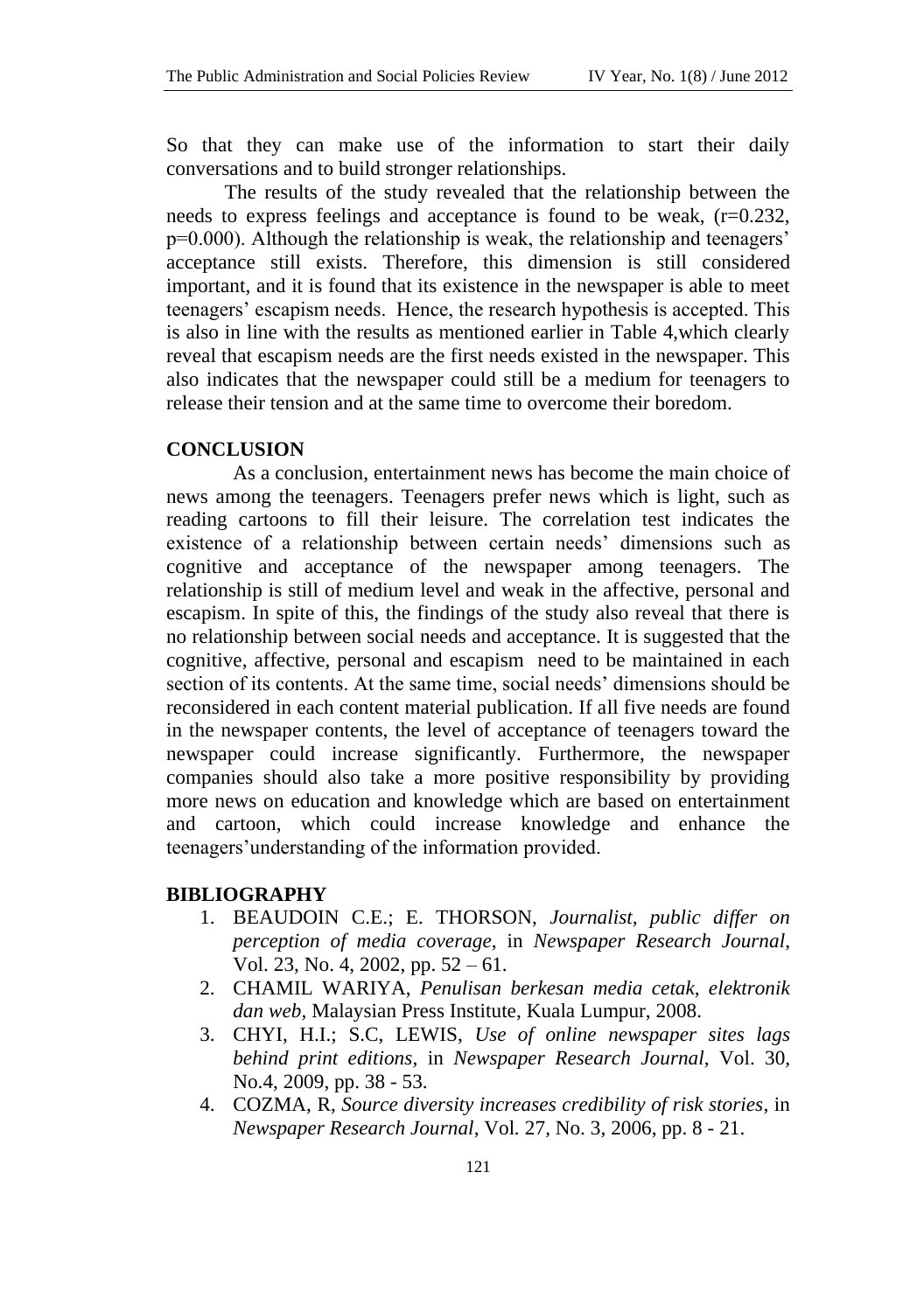So that they can make use of the information to start their daily conversations and to build stronger relationships.

The results of the study revealed that the relationship between the needs to express feelings and acceptance is found to be weak, ($r=0.232$, $p=0.000$). Although the relationship is weak, the relationship and teenagers' acceptance still exists. Therefore, this dimension is still considered important, and it is found that its existence in the newspaper is able to meet teenagers' escapism needs. Hence, the research hypothesis is accepted. This is also in line with the results as mentioned earlier in Table 4,which clearly reveal that escapism needs are the first needs existed in the newspaper. This also indicates that the newspaper could still be a medium for teenagers to release their tension and at the same time to overcome their boredom.

## CONCLUSION

As a conclusion, entertainment news has become the main choice of news among the teenagers. Teenagers prefer news which is light, such as reading cartoons to fill their leisure. The correlation test indicates the existence of a relationship between certain needs' dimensions such as cognitive and acceptance of the newspaper among teenagers. The relationship is still of medium level and weak in the affective, personal and escapism. In spite of this, the findings of the study also reveal that there is no relationship between social needs and acceptance. It is suggested that the cognitive, affective, personal and escapism need to be maintained in each section of its contents. At the same time, social needs' dimensions should be reconsidered in each content material publication. If all five needs are found in the newspaper contents, the level of acceptance of teenagers toward the newspaper could increase significantly. Furthermore, the newspaper companies should also take a more positive responsibility by providing more news on education and knowledge which are based on entertainment and cartoon, which could increase knowledge and enhance the teenagers'understanding of the information provided.

## BIBLIOGRAPHY

1. BEAUDOIN C.E.; E. THORSON, *Journalist, public differ on perception of media coverage*, in *Newspaper Research Journal*, Vol. 23, No. 4, 2002, pp. 52 – 61.
2. CHAMIL WARIYA, *Penulisan berkesan media cetak, elektronik dan web*, Malaysian Press Institute, Kuala Lumpur, 2008.
3. CHYI, H.I.; S.C, LEWIS, *Use of online newspaper sites lags behind print editions*, in *Newspaper Research Journal*, Vol. 30, No.4, 2009, pp. 38 - 53.
4. COZMA, R, *Source diversity increases credibility of risk stories*, in *Newspaper Research Journal*, Vol. 27, No. 3, 2006, pp. 8 - 21.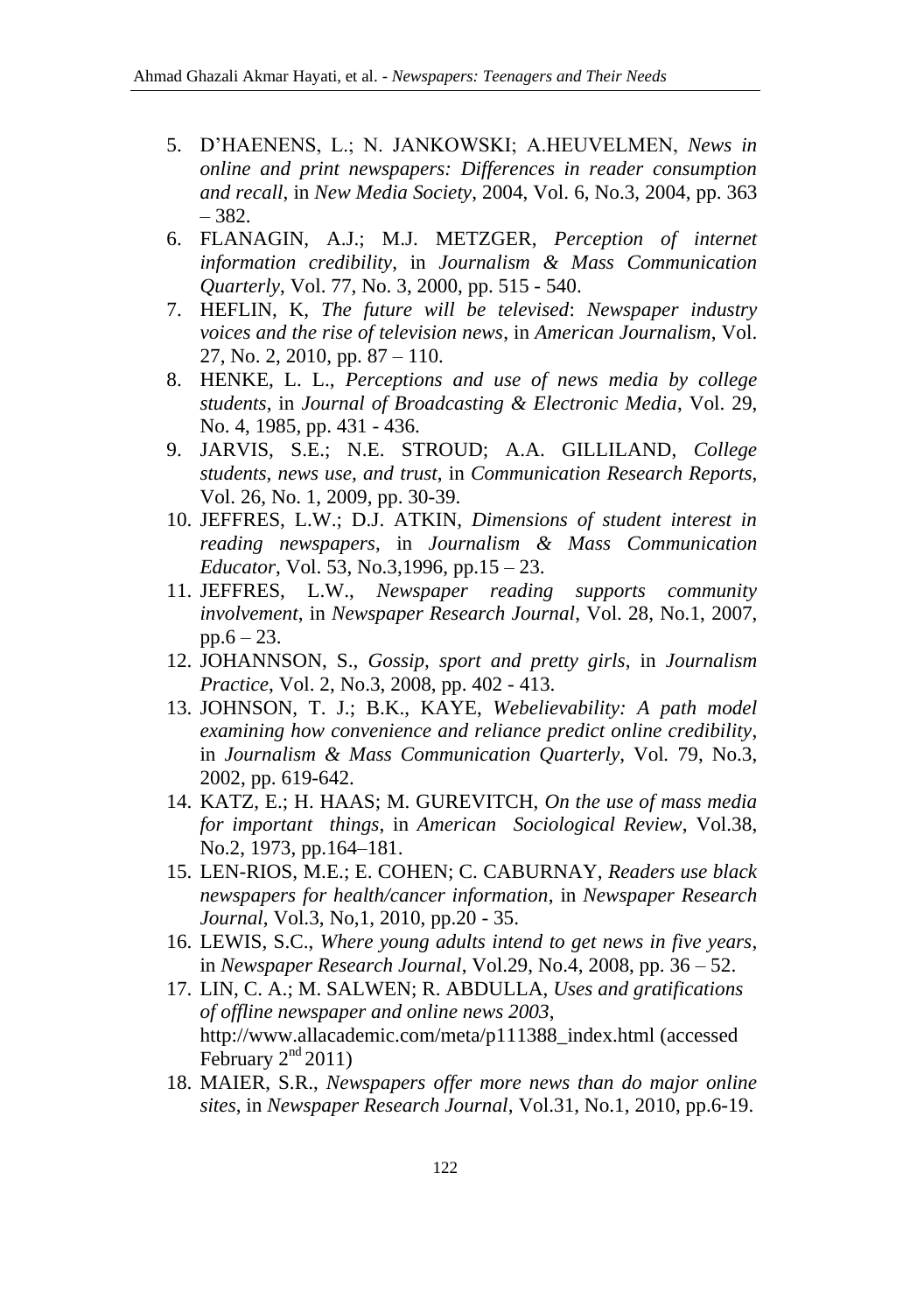5. D'HAENENS, L.; N. JANKOWSKI; A.HEUVELMEN, *News in online and print newspapers: Differences in reader consumption and recall*, in *New Media Society*, 2004, Vol. 6, No.3, 2004, pp. 363 – 382.
6. FLANAGIN, A.J.; M.J. METZGER, *Perception of internet information credibility*, in *Journalism & Mass Communication Quarterly*, Vol. 77, No. 3, 2000, pp. 515 - 540.
7. HEFLIN, K, *The future will be televised*: *Newspaper industry voices and the rise of television news*, in *American Journalism*, Vol. 27, No. 2, 2010, pp. 87 – 110.
8. HENKE, L. L., *Perceptions and use of news media by college students*, in *Journal of Broadcasting & Electronic Media*, Vol. 29, No. 4, 1985, pp. 431 - 436.
9. JARVIS, S.E.; N.E. STROUD; A.A. GILLILAND, *College students, news use, and trust*, in *Communication Research Reports*, Vol. 26, No. 1, 2009, pp. 30-39.
10. JEFFRES, L.W.; D.J. ATKIN, *Dimensions of student interest in reading newspapers*, in *Journalism & Mass Communication Educator*, Vol. 53, No.3,1996, pp.15 – 23.
11. JEFFRES, L.W., *Newspaper reading supports community involvement*, in *Newspaper Research Journal*, Vol. 28, No.1, 2007, pp.6 – 23.
12. JOHANNSON, S., *Gossip, sport and pretty girls*, in *Journalism Practice*, Vol. 2, No.3, 2008, pp. 402 - 413.
13. JOHNSON, T. J.; B.K., KAYE, *Webelievability: A path model examining how convenience and reliance predict online credibility*, in *Journalism & Mass Communication Quarterly*, Vol. 79, No.3, 2002, pp. 619-642.
14. KATZ, E.; H. HAAS; M. GUREVITCH, *On the use of mass media for important things*, in *American Sociological Review*, Vol.38, No.2, 1973, pp.164–181.
15. LEN-RIOS, M.E.; E. COHEN; C. CABURNAY, *Readers use black newspapers for health/cancer information*, in *Newspaper Research Journal*, Vol.3, No,1, 2010, pp.20 - 35.
16. LEWIS, S.C., *Where young adults intend to get news in five years*, in *Newspaper Research Journal*, Vol.29, No.4, 2008, pp. 36 – 52.
17. LIN, C. A.; M. SALWEN; R. ABDULLA, *Uses and gratifications of offline newspaper and online news 2003*, http://www.allacademic.com/meta/p111388_index.html (accessed February 2nd 2011)
18. MAIER, S.R., *Newspapers offer more news than do major online sites*, in *Newspaper Research Journal*, Vol.31, No.1, 2010, pp.6-19.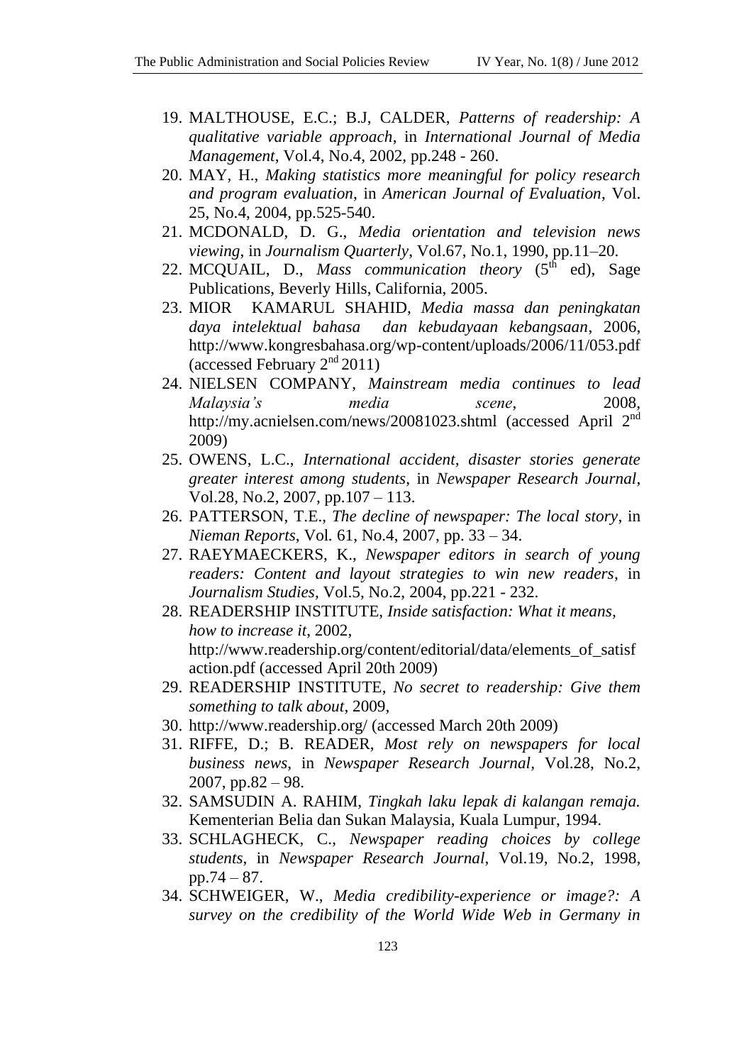19. MALTHOUSE, E.C.; B.J, CALDER, *Patterns of readership: A qualitative variable approach*, in *International Journal of Media Management*, Vol.4, No.4, 2002, pp.248 - 260.
20. MAY, H., *Making statistics more meaningful for policy research and program evaluation*, in *American Journal of Evaluation*, Vol. 25, No.4, 2004, pp.525-540.
21. MCDONALD, D. G., *Media orientation and television news viewing*, in *Journalism Quarterly*, Vol.67, No.1, 1990, pp.11–20.
22. MCQUAIL, D., *Mass communication theory* (5th ed), Sage Publications, Beverly Hills, California, 2005.
23. MIOR KAMARUL SHAHID, *Media massa dan peningkatan daya intelektual bahasa dan kebudayaan kebangsaan*, 2006, http://www.kongresbahasa.org/wp-content/uploads/2006/11/053.pdf (accessed February 2nd 2011)
24. NIELSEN COMPANY, *Mainstream media continues to lead Malaysia's media scene*, 2008, http://my.acnielsen.com/news/20081023.shtml (accessed April 2nd 2009)
25. OWENS, L.C., *International accident, disaster stories generate greater interest among students*, in *Newspaper Research Journal*, Vol.28, No.2, 2007, pp.107 – 113.
26. PATTERSON, T.E., *The decline of newspaper: The local story*, in *Nieman Reports*, Vol. 61, No.4, 2007, pp. 33 – 34.
27. RAEYMAECKERS, K., *Newspaper editors in search of young readers: Content and layout strategies to win new readers*, in *Journalism Studies*, Vol.5, No.2, 2004, pp.221 - 232.
28. READERSHIP INSTITUTE, *Inside satisfaction: What it means, how to increase it*, 2002, http://www.readership.org/content/editorial/data/elements_of_satisfaction.pdf (accessed April 20th 2009)
29. READERSHIP INSTITUTE, *No secret to readership: Give them something to talk about*, 2009,
30. http://www.readership.org/ (accessed March 20th 2009)
31. RIFFE, D.; B. READER, *Most rely on newspapers for local business news*, in *Newspaper Research Journal*, Vol.28, No.2, 2007, pp.82 – 98.
32. SAMSUDIN A. RAHIM, *Tingkah laku lepak di kalangan remaja.* Kementerian Belia dan Sukan Malaysia, Kuala Lumpur, 1994.
33. SCHLAGHECK, C., *Newspaper reading choices by college students*, in *Newspaper Research Journal*, Vol.19, No.2, 1998, pp.74 – 87.
34. SCHWEIGER, W., *Media credibility-experience or image?: A survey on the credibility of the World Wide Web in Germany in*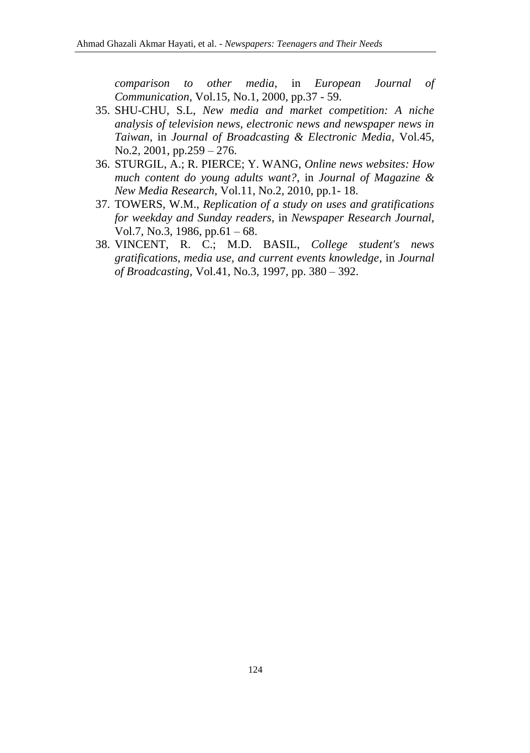*comparison to other media*, in *European Journal of Communication*, Vol.15, No.1, 2000, pp.37 - 59.

35. SHU-CHU, S.L, *New media and market competition: A niche analysis of television news, electronic news and newspaper news in Taiwan*, in *Journal of Broadcasting & Electronic Media*, Vol.45, No.2, 2001, pp.259 – 276.
36. STURGIL, A.; R. PIERCE; Y. WANG, *Online news websites: How much content do young adults want?*, in *Journal of Magazine & New Media Research*, Vol.11, No.2, 2010, pp.1- 18.
37. TOWERS, W.M., *Replication of a study on uses and gratifications for weekday and Sunday readers*, in *Newspaper Research Journal*, Vol.7, No.3, 1986, pp.61 – 68.
38. VINCENT, R. C.; M.D. BASIL, *College student's news gratifications, media use, and current events knowledge*, in *Journal of Broadcasting*, Vol.41, No.3, 1997, pp. 380 – 392.